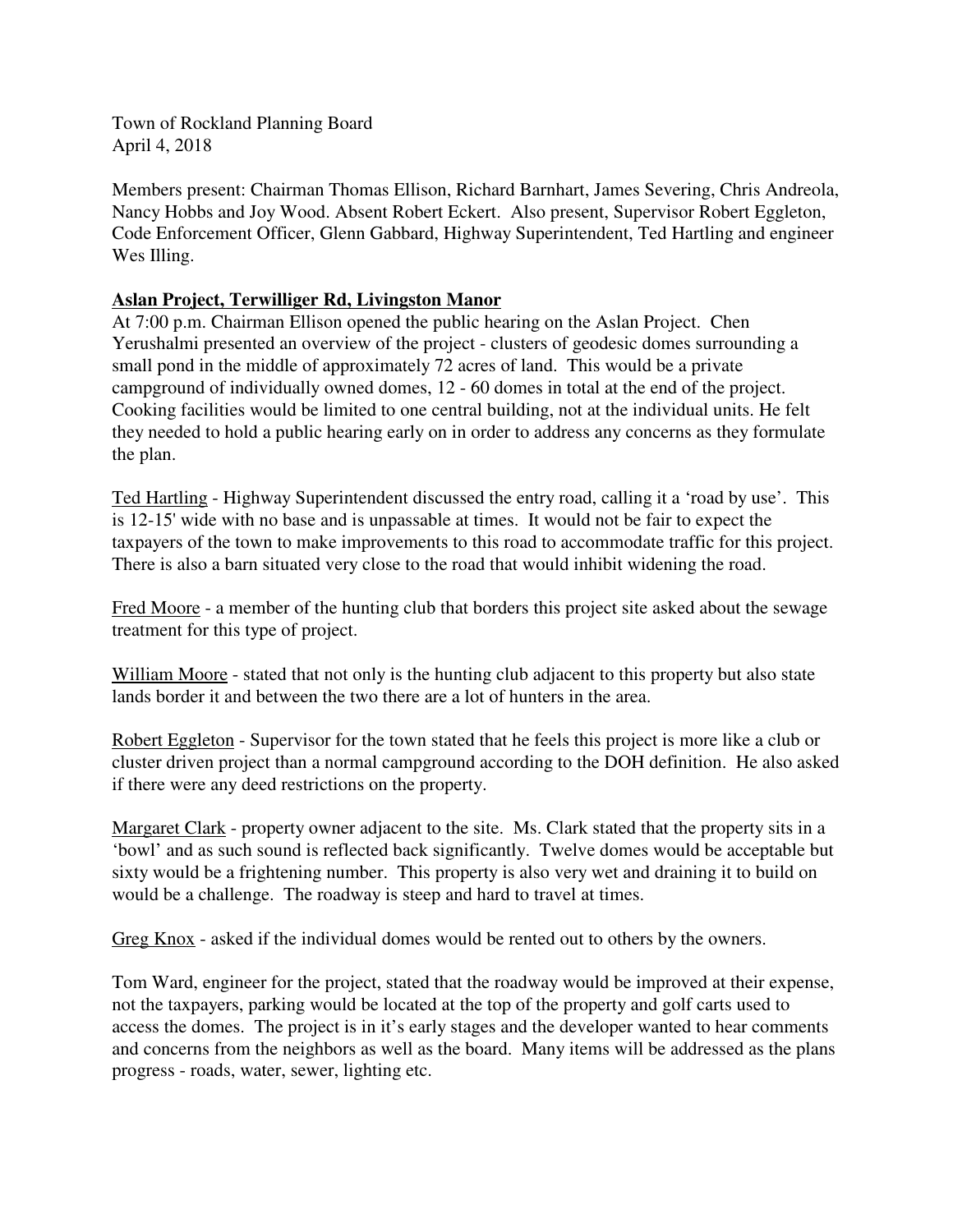Town of Rockland Planning Board
April 4, 2018

Members present: Chairman Thomas Ellison, Richard Barnhart, James Severing, Chris Andreola, Nancy Hobbs and Joy Wood. Absent Robert Eckert. Also present, Supervisor Robert Eggleton, Code Enforcement Officer, Glenn Gabbard, Highway Superintendent, Ted Hartling and engineer Wes Illing.

**Aslan Project, Terwilliger Rd, Livingston Manor**

At 7:00 p.m. Chairman Ellison opened the public hearing on the Aslan Project. Chen Yerushalmi presented an overview of the project - clusters of geodesic domes surrounding a small pond in the middle of approximately 72 acres of land. This would be a private campground of individually owned domes, 12 - 60 domes in total at the end of the project. Cooking facilities would be limited to one central building, not at the individual units. He felt they needed to hold a public hearing early on in order to address any concerns as they formulate the plan.

Ted Hartling - Highway Superintendent discussed the entry road, calling it a 'road by use'. This is 12-15' wide with no base and is unpassable at times. It would not be fair to expect the taxpayers of the town to make improvements to this road to accommodate traffic for this project. There is also a barn situated very close to the road that would inhibit widening the road.

Fred Moore - a member of the hunting club that borders this project site asked about the sewage treatment for this type of project.

William Moore - stated that not only is the hunting club adjacent to this property but also state lands border it and between the two there are a lot of hunters in the area.

Robert Eggleton - Supervisor for the town stated that he feels this project is more like a club or cluster driven project than a normal campground according to the DOH definition. He also asked if there were any deed restrictions on the property.

Margaret Clark - property owner adjacent to the site. Ms. Clark stated that the property sits in a 'bowl' and as such sound is reflected back significantly. Twelve domes would be acceptable but sixty would be a frightening number. This property is also very wet and draining it to build on would be a challenge. The roadway is steep and hard to travel at times.

Greg Knox - asked if the individual domes would be rented out to others by the owners.

Tom Ward, engineer for the project, stated that the roadway would be improved at their expense, not the taxpayers, parking would be located at the top of the property and golf carts used to access the domes. The project is in it's early stages and the developer wanted to hear comments and concerns from the neighbors as well as the board. Many items will be addressed as the plans progress - roads, water, sewer, lighting etc.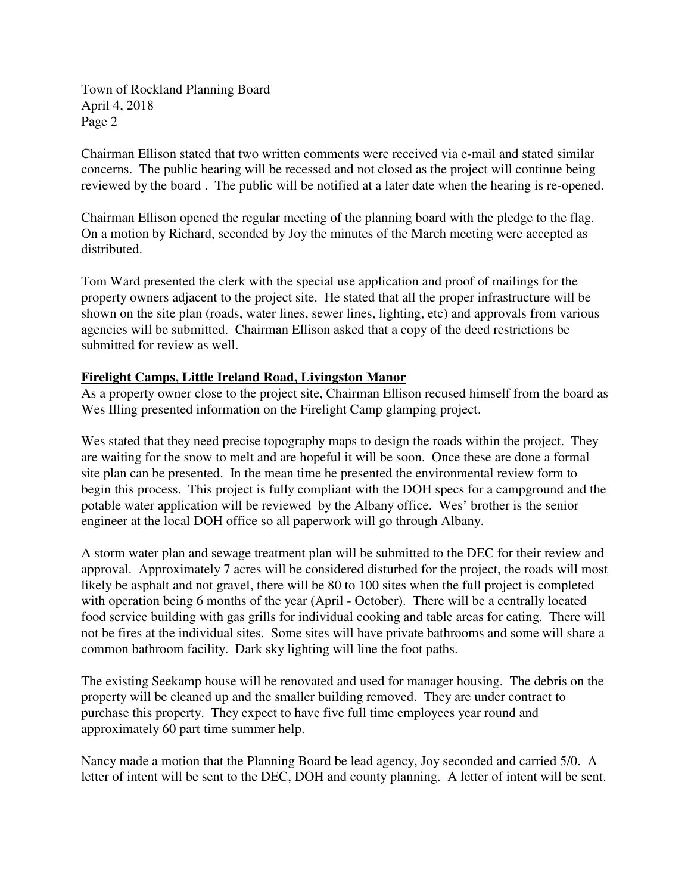Chairman Ellison stated that two written comments were received via e-mail and stated similar concerns. The public hearing will be recessed and not closed as the project will continue being reviewed by the board . The public will be notified at a later date when the hearing is re-opened.

Chairman Ellison opened the regular meeting of the planning board with the pledge to the flag. On a motion by Richard, seconded by Joy the minutes of the March meeting were accepted as distributed.

Tom Ward presented the clerk with the special use application and proof of mailings for the property owners adjacent to the project site. He stated that all the proper infrastructure will be shown on the site plan (roads, water lines, sewer lines, lighting, etc) and approvals from various agencies will be submitted. Chairman Ellison asked that a copy of the deed restrictions be submitted for review as well.

**Firelight Camps, Little Ireland Road, Livingston Manor**

As a property owner close to the project site, Chairman Ellison recused himself from the board as Wes Illing presented information on the Firelight Camp glamping project.

Wes stated that they need precise topography maps to design the roads within the project. They are waiting for the snow to melt and are hopeful it will be soon. Once these are done a formal site plan can be presented. In the mean time he presented the environmental review form to begin this process. This project is fully compliant with the DOH specs for a campground and the potable water application will be reviewed by the Albany office. Wes' brother is the senior engineer at the local DOH office so all paperwork will go through Albany.

A storm water plan and sewage treatment plan will be submitted to the DEC for their review and approval. Approximately 7 acres will be considered disturbed for the project, the roads will most likely be asphalt and not gravel, there will be 80 to 100 sites when the full project is completed with operation being 6 months of the year (April - October). There will be a centrally located food service building with gas grills for individual cooking and table areas for eating. There will not be fires at the individual sites. Some sites will have private bathrooms and some will share a common bathroom facility. Dark sky lighting will line the foot paths.

The existing Seekamp house will be renovated and used for manager housing. The debris on the property will be cleaned up and the smaller building removed. They are under contract to purchase this property. They expect to have five full time employees year round and approximately 60 part time summer help.

Nancy made a motion that the Planning Board be lead agency, Joy seconded and carried 5/0. A letter of intent will be sent to the DEC, DOH and county planning. A letter of intent will be sent.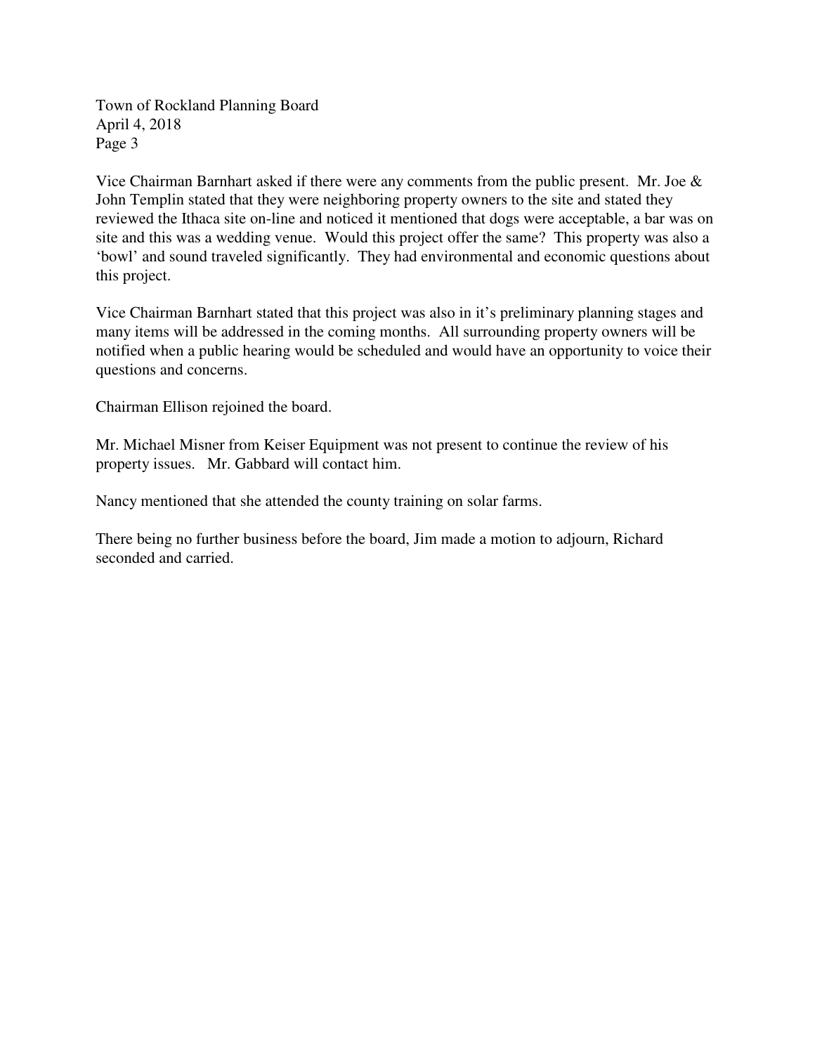Vice Chairman Barnhart asked if there were any comments from the public present. Mr. Joe & John Templin stated that they were neighboring property owners to the site and stated they reviewed the Ithaca site on-line and noticed it mentioned that dogs were acceptable, a bar was on site and this was a wedding venue. Would this project offer the same? This property was also a 'bowl' and sound traveled significantly. They had environmental and economic questions about this project.

Vice Chairman Barnhart stated that this project was also in it's preliminary planning stages and many items will be addressed in the coming months. All surrounding property owners will be notified when a public hearing would be scheduled and would have an opportunity to voice their questions and concerns.

Chairman Ellison rejoined the board.

Mr. Michael Misner from Keiser Equipment was not present to continue the review of his property issues. Mr. Gabbard will contact him.

Nancy mentioned that she attended the county training on solar farms.

There being no further business before the board, Jim made a motion to adjourn, Richard seconded and carried.